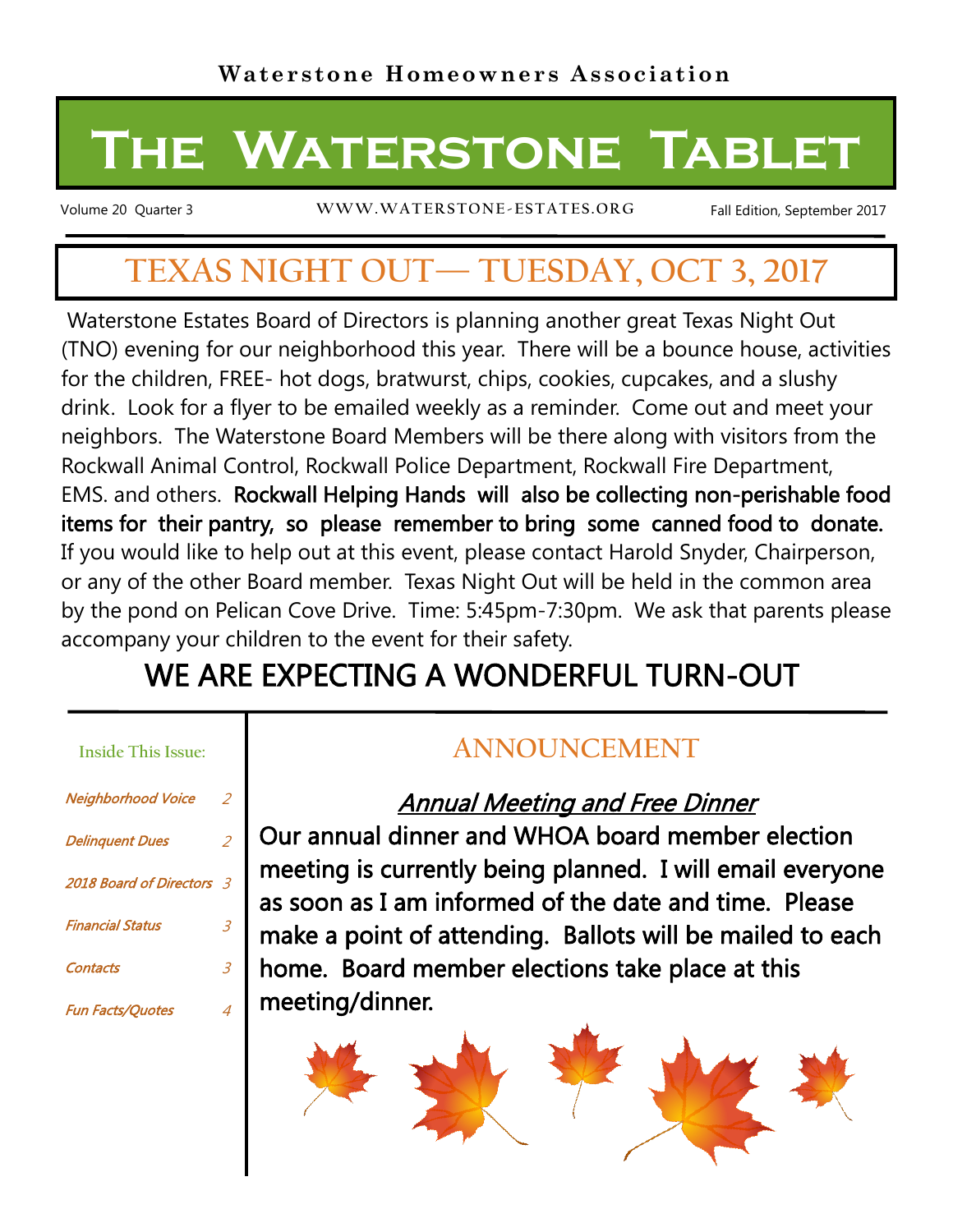**Waterstone Homeowners Association**

# The Waterstone Tablet

Volume 20 Quarter 3 | WWW.WATERSTONE-ESTATES.ORG | Fall Edition, September 2017

## TEXAS NIGHT OUT— TUESDAY, OCT 3, 2017

Waterstone Estates Board of Directors is planning another great Texas Night Out (TNO) evening for our neighborhood this year. There will be a bounce house, activities for the children, FREE- hot dogs, bratwurst, chips, cookies, cupcakes, and a slushy drink. Look for a flyer to be emailed weekly as a reminder. Come out and meet your neighbors. The Waterstone Board Members will be there along with visitors from the Rockwall Animal Control, Rockwall Police Department, Rockwall Fire Department, EMS. and others. Rockwall Helping Hands will also be collecting non-perishable food items for their pantry, so please remember to bring some canned food to donate. If you would like to help out at this event, please contact Harold Snyder, Chairperson, or any of the other Board member. Texas Night Out will be held in the common area by the pond on Pelican Cove Drive. Time: 5:45pm-7:30pm. We ask that parents please accompany your children to the event for their safety.

## WE ARE EXPECTING A WONDERFUL TURN-OUT

**Inside This Issue:**

| | |
|---|---|
| *Neighborhood Voice* | 2 |
| *Delinquent Dues* | 2 |
| *2018 Board of Directors* | 3 |
| *Financial Status* | 3 |
| *Contacts* | 3 |
| *Fun Facts/Quotes* | 4 |

## ANNOUNCEMENT

### *Annual Meeting and Free Dinner*

Our annual dinner and WHOA board member election meeting is currently being planned. I will email everyone as soon as I am informed of the date and time. Please make a point of attending. Ballots will be mailed to each home. Board member elections take place at this meeting/dinner.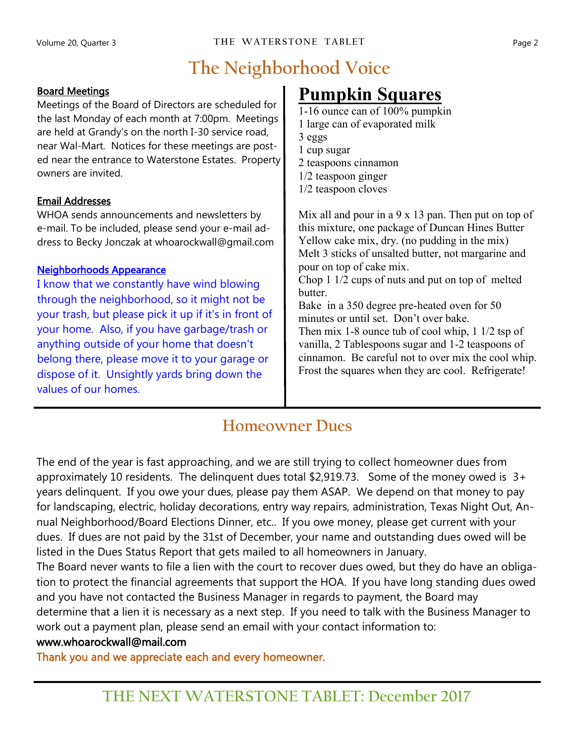# The Neighborhood Voice

## Board Meetings

Meetings of the Board of Directors are scheduled for the last Monday of each month at 7:00pm. Meetings are held at Grandy's on the north I-30 service road, near Wal-Mart. Notices for these meetings are posted near the entrance to Waterstone Estates. Property owners are invited.

## Email Addresses

WHOA sends announcements and newsletters by e-mail. To be included, please send your e-mail address to Becky Jonczak at whoarockwall@gmail.com

## Neighborhoods Appearance

I know that we constantly have wind blowing through the neighborhood, so it might not be your trash, but please pick it up if it's in front of your home. Also, if you have garbage/trash or anything outside of your home that doesn't belong there, please move it to your garage or dispose of it. Unsightly yards bring down the values of our homes.

## Pumpkin Squares

1-16 ounce can of 100% pumpkin
1 large can of evaporated milk
3 eggs
1 cup sugar
2 teaspoons cinnamon
1/2 teaspoon ginger
1/2 teaspoon cloves

Mix all and pour in a 9 x 13 pan. Then put on top of this mixture, one package of Duncan Hines Butter Yellow cake mix, dry. (no pudding in the mix)
Melt 3 sticks of unsalted butter, not margarine and pour on top of cake mix.
Chop 1 1/2 cups of nuts and put on top of melted butter.
Bake in a 350 degree pre-heated oven for 50 minutes or until set. Don't over bake.
Then mix 1-8 ounce tub of cool whip, 1 1/2 tsp of vanilla, 2 Tablespoons sugar and 1-2 teaspoons of cinnamon. Be careful not to over mix the cool whip. Frost the squares when they are cool. Refrigerate!

# Homeowner Dues

The end of the year is fast approaching, and we are still trying to collect homeowner dues from approximately 10 residents. The delinquent dues total $2,919.73. Some of the money owed is 3+ years delinquent. If you owe your dues, please pay them ASAP. We depend on that money to pay for landscaping, electric, holiday decorations, entry way repairs, administration, Texas Night Out, Annual Neighborhood/Board Elections Dinner, etc.. If you owe money, please get current with your dues. If dues are not paid by the 31st of December, your name and outstanding dues owed will be listed in the Dues Status Report that gets mailed to all homeowners in January.
The Board never wants to file a lien with the court to recover dues owed, but they do have an obligation to protect the financial agreements that support the HOA. If you have long standing dues owed and you have not contacted the Business Manager in regards to payment, the Board may determine that a lien it is necessary as a next step. If you need to talk with the Business Manager to work out a payment plan, please send an email with your contact information to:
www.whoarockwall@mail.com
Thank you and we appreciate each and every homeowner.

**THE NEXT WATERSTONE TABLET: December 2017**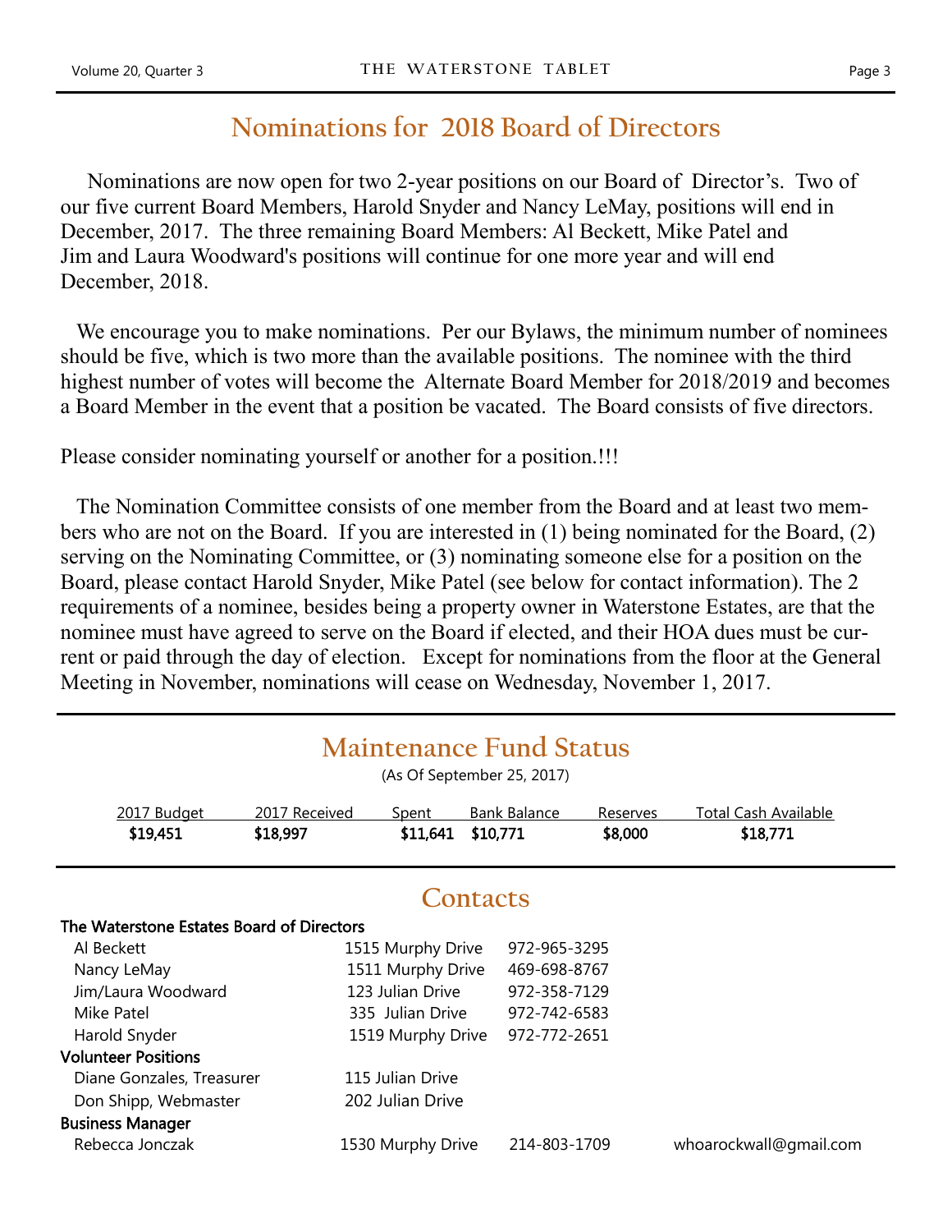## Nominations for 2018 Board of Directors

Nominations are now open for two 2-year positions on our Board of Director's. Two of our five current Board Members, Harold Snyder and Nancy LeMay, positions will end in December, 2017. The three remaining Board Members: Al Beckett, Mike Patel and Jim and Laura Woodward's positions will continue for one more year and will end December, 2018.

We encourage you to make nominations. Per our Bylaws, the minimum number of nominees should be five, which is two more than the available positions. The nominee with the third highest number of votes will become the Alternate Board Member for 2018/2019 and becomes a Board Member in the event that a position be vacated. The Board consists of five directors.

Please consider nominating yourself or another for a position.!!!

The Nomination Committee consists of one member from the Board and at least two members who are not on the Board. If you are interested in (1) being nominated for the Board, (2) serving on the Nominating Committee, or (3) nominating someone else for a position on the Board, please contact Harold Snyder, Mike Patel (see below for contact information). The 2 requirements of a nominee, besides being a property owner in Waterstone Estates, are that the nominee must have agreed to serve on the Board if elected, and their HOA dues must be current or paid through the day of election. Except for nominations from the floor at the General Meeting in November, nominations will cease on Wednesday, November 1, 2017.

## Maintenance Fund Status

(As Of September 25, 2017)

| 2017 Budget | 2017 Received | Spent | Bank Balance | Reserves | Total Cash Available |
|---|---|---|---|---|---|
| **$19,451** | **$18,997** | **$11,641** | **$10,771** | **$8,000** | **$18,771** |

## Contacts

| | | | |
|---|---|---|---|
| **The Waterstone Estates Board of Directors** | | | |
| Al Beckett | 1515 Murphy Drive | 972-965-3295 | |
| Nancy LeMay | 1511 Murphy Drive | 469-698-8767 | |
| Jim/Laura Woodward | 123 Julian Drive | 972-358-7129 | |
| Mike Patel | 335 Julian Drive | 972-742-6583 | |
| Harold Snyder | 1519 Murphy Drive | 972-772-2651 | |
| **Volunteer Positions** | | | |
| Diane Gonzales, Treasurer | 115 Julian Drive | | |
| Don Shipp, Webmaster | 202 Julian Drive | | |
| **Business Manager** | | | |
| Rebecca Jonczak | 1530 Murphy Drive | 214-803-1709 | whoarockwall@gmail.com |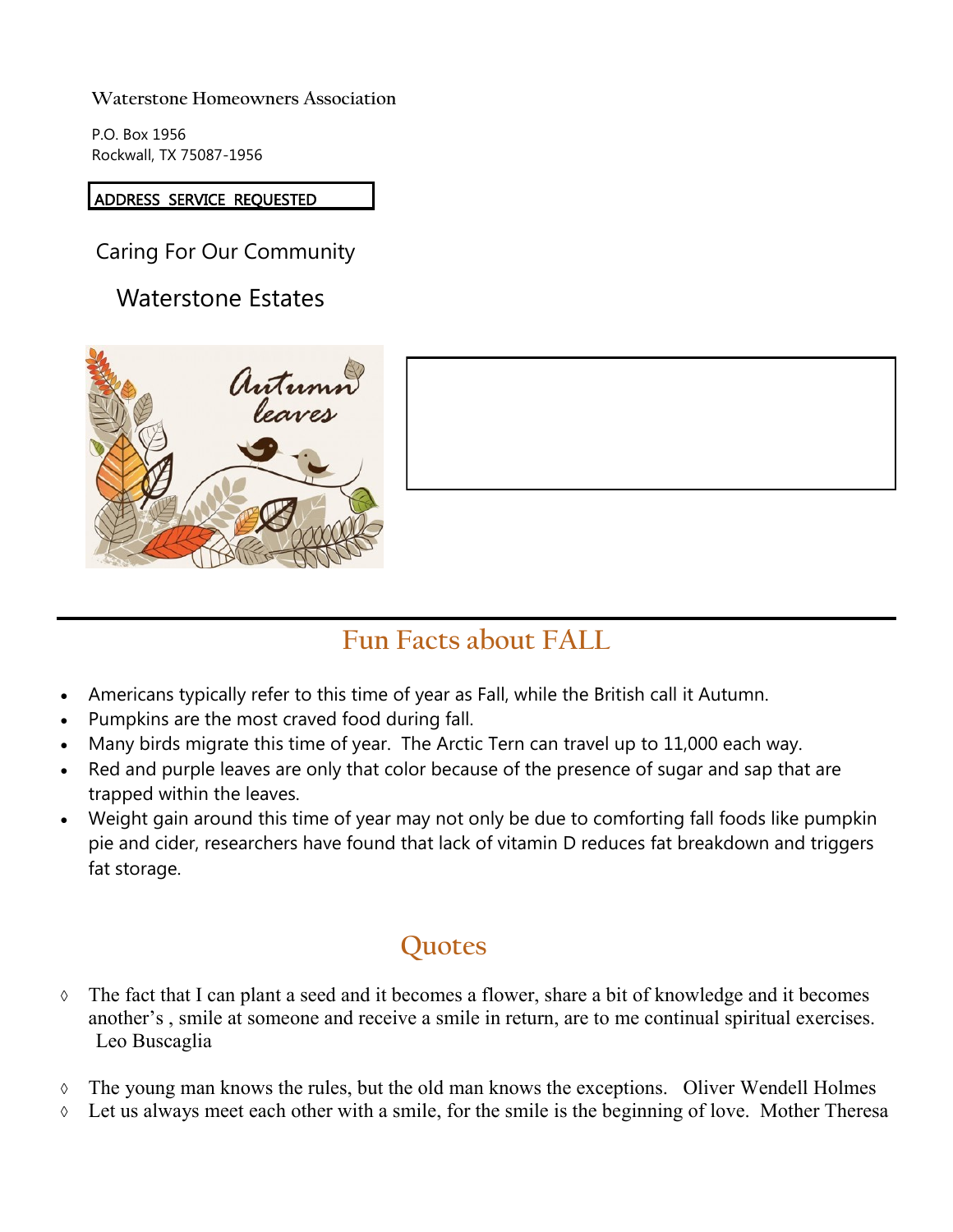Waterstone Homeowners Association

P.O. Box 1956
Rockwall, TX 75087-1956

ADDRESS SERVICE REQUESTED

Caring For Our Community

Waterstone Estates

## Fun Facts about FALL

- Americans typically refer to this time of year as Fall, while the British call it Autumn.
- Pumpkins are the most craved food during fall.
- Many birds migrate this time of year. The Arctic Tern can travel up to 11,000 each way.
- Red and purple leaves are only that color because of the presence of sugar and sap that are trapped within the leaves.
- Weight gain around this time of year may not only be due to comforting fall foods like pumpkin pie and cider, researchers have found that lack of vitamin D reduces fat breakdown and triggers fat storage.

## Quotes

◊ The fact that I can plant a seed and it becomes a flower, share a bit of knowledge and it becomes another's , smile at someone and receive a smile in return, are to me continual spiritual exercises. Leo Buscaglia

◊ The young man knows the rules, but the old man knows the exceptions. Oliver Wendell Holmes

◊ Let us always meet each other with a smile, for the smile is the beginning of love. Mother Theresa